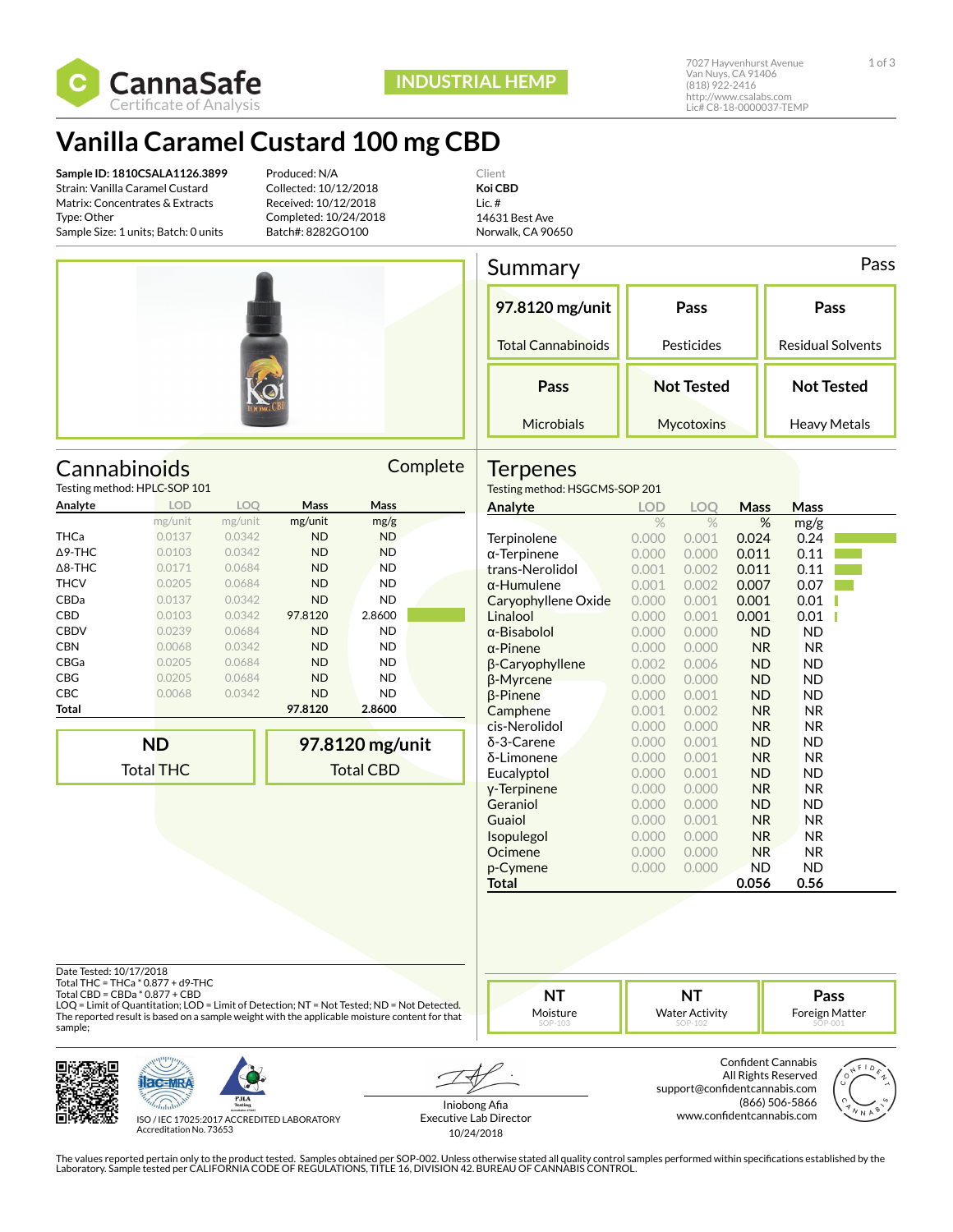CannaSafe
Certificate of Analysis

INDUSTRIAL HEMP

7027 Hayvenhurst Avenue
Van Nuys, CA 91406
(818) 922-2416
http://www.csalabs.com
Lic# C8-18-0000037-TEMP

# Vanilla Caramel Custard 100 mg CBD

**Sample ID: 1810CSALA1126.3899**
Strain: Vanilla Caramel Custard
Matrix: Concentrates & Extracts
Type: Other
Sample Size: 1 units; Batch: 0 units

Produced: N/A
Collected: 10/12/2018
Received: 10/12/2018
Completed: 10/24/2018
Batch#: 8282GO100

Client
**Koi CBD**
Lic. #
14631 Best Ave
Norwalk, CA 90650

## Summary

Pass

| 97.8120 mg/unit | Pass | Pass |
|---|---|---|
| Total Cannabinoids | Pesticides | Residual Solvents |
| **Pass** | **Not Tested** | **Not Tested** |
| Microbials | Mycotoxins | Heavy Metals |

## Cannabinoids

Complete

Testing method: HPLC-SOP 101

| Analyte | LOD | LOQ | Mass | Mass |
|---|---|---|---|---|
| | mg/unit | mg/unit | mg/unit | mg/g |
| THCa | 0.0137 | 0.0342 | ND | ND |
| Δ9-THC | 0.0103 | 0.0342 | ND | ND |
| Δ8-THC | 0.0171 | 0.0684 | ND | ND |
| THCV | 0.0205 | 0.0684 | ND | ND |
| CBDa | 0.0137 | 0.0342 | ND | ND |
| CBD | 0.0103 | 0.0342 | 97.8120 | 2.8600 |
| CBDV | 0.0239 | 0.0684 | ND | ND |
| CBN | 0.0068 | 0.0342 | ND | ND |
| CBGa | 0.0205 | 0.0684 | ND | ND |
| CBG | 0.0205 | 0.0684 | ND | ND |
| CBC | 0.0068 | 0.0342 | ND | ND |
| **Total** | | | **97.8120** | **2.8600** |

| ND | 97.8120 mg/unit |
|---|---|
| Total THC | Total CBD |

## Terpenes

Testing method: HSGCMS-SOP 201

| Analyte | LOD | LOQ | Mass | Mass |
|---|---|---|---|---|
| | % | % | % | mg/g |
| Terpinolene | 0.000 | 0.001 | 0.024 | 0.24 |
| α-Terpinene | 0.000 | 0.000 | 0.011 | 0.11 |
| trans-Nerolidol | 0.001 | 0.002 | 0.011 | 0.11 |
| α-Humulene | 0.001 | 0.002 | 0.007 | 0.07 |
| Caryophyllene Oxide | 0.000 | 0.001 | 0.001 | 0.01 |
| Linalool | 0.000 | 0.001 | 0.001 | 0.01 |
| α-Bisabolol | 0.000 | 0.000 | ND | ND |
| α-Pinene | 0.000 | 0.000 | NR | NR |
| β-Caryophyllene | 0.002 | 0.006 | ND | ND |
| β-Myrcene | 0.000 | 0.000 | ND | ND |
| β-Pinene | 0.000 | 0.001 | ND | ND |
| Camphene | 0.001 | 0.002 | NR | NR |
| cis-Nerolidol | 0.000 | 0.000 | NR | NR |
| δ-3-Carene | 0.000 | 0.001 | ND | ND |
| δ-Limonene | 0.000 | 0.001 | NR | NR |
| Eucalyptol | 0.000 | 0.001 | ND | ND |
| γ-Terpinene | 0.000 | 0.000 | NR | NR |
| Geraniol | 0.000 | 0.000 | ND | ND |
| Guaiol | 0.000 | 0.001 | NR | NR |
| Isopulegol | 0.000 | 0.000 | NR | NR |
| Ocimene | 0.000 | 0.000 | NR | NR |
| p-Cymene | 0.000 | 0.000 | ND | ND |
| **Total** | | | **0.056** | **0.56** |

Date Tested: 10/17/2018
Total THC = THCa * 0.877 + d9-THC
Total CBD = CBDa * 0.877 + CBD
LOQ = Limit of Quantitation; LOD = Limit of Detection; NT = Not Tested; ND = Not Detected.
The reported result is based on a sample weight with the applicable moisture content for that sample;

| NT | NT | Pass |
|---|---|---|
| Moisture (SOP-103) | Water Activity (SOP-102) | Foreign Matter (SOP-001) |

ISO / IEC 17025:2017 ACCREDITED LABORATORY
Accreditation No. 73653

Iniobong Afia
Executive Lab Director
10/24/2018

Confident Cannabis
All Rights Reserved
support@confidentcannabis.com
(866) 506-5866
www.confidentcannabis.com

The values reported pertain only to the product tested. Samples obtained per SOP-002. Unless otherwise stated all quality control samples performed within specifications established by the Laboratory. Sample tested per CALIFORNIA CODE OF REGULATIONS, TITLE 16, DIVISION 42. BUREAU OF CANNABIS CONTROL.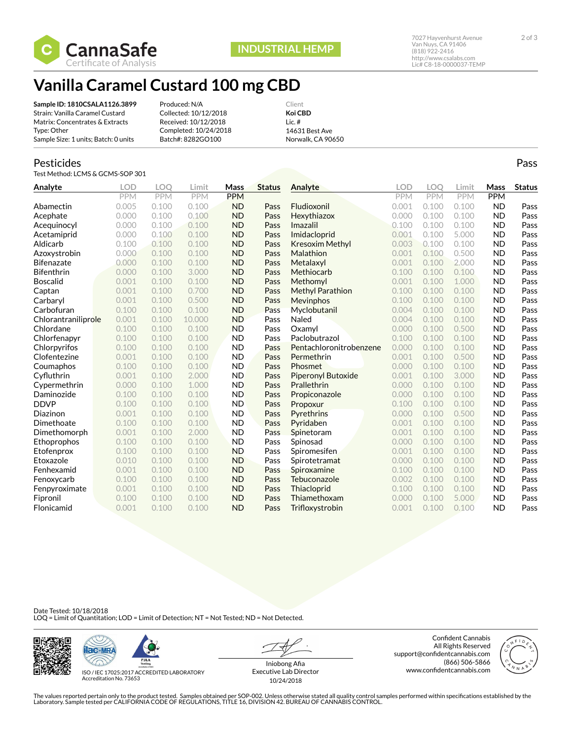CannaSafe
Certificate of Analysis

INDUSTRIAL HEMP

7027 Hayvenhurst Avenue
Van Nuys, CA 91406
(818) 922-2416
http://www.csalabs.com
Lic# C8-18-0000037-TEMP

# Vanilla Caramel Custard 100 mg CBD

**Sample ID: 1810CSALA1126.3899**
Strain: Vanilla Caramel Custard
Matrix: Concentrates & Extracts
Type: Other
Sample Size: 1 units; Batch: 0 units

Produced: N/A
Collected: 10/12/2018
Received: 10/12/2018
Completed: 10/24/2018
Batch#: 8282GO100

Client
**Koi CBD**
Lic. #
14631 Best Ave
Norwalk, CA 90650

## Pesticides

Pass

Test Method: LCMS & GCMS-SOP 301

| Analyte | LOD PPM | LOQ PPM | Limit PPM | Mass PPM | Status |
|---|---|---|---|---|---|
| Abamectin | 0.005 | 0.100 | 0.100 | ND | Pass |
| Acephate | 0.000 | 0.100 | 0.100 | ND | Pass |
| Acequinocyl | 0.000 | 0.100 | 0.100 | ND | Pass |
| Acetamiprid | 0.000 | 0.100 | 0.100 | ND | Pass |
| Aldicarb | 0.100 | 0.100 | 0.100 | ND | Pass |
| Azoxystrobin | 0.000 | 0.100 | 0.100 | ND | Pass |
| Bifenazate | 0.000 | 0.100 | 0.100 | ND | Pass |
| Bifenthrin | 0.000 | 0.100 | 3.000 | ND | Pass |
| Boscalid | 0.001 | 0.100 | 0.100 | ND | Pass |
| Captan | 0.001 | 0.100 | 0.700 | ND | Pass |
| Carbaryl | 0.001 | 0.100 | 0.500 | ND | Pass |
| Carbofuran | 0.100 | 0.100 | 0.100 | ND | Pass |
| Chlorantraniliprole | 0.001 | 0.100 | 10.000 | ND | Pass |
| Chlordane | 0.100 | 0.100 | 0.100 | ND | Pass |
| Chlorfenapyr | 0.100 | 0.100 | 0.100 | ND | Pass |
| Chlorpyrifos | 0.100 | 0.100 | 0.100 | ND | Pass |
| Clofentezine | 0.001 | 0.100 | 0.100 | ND | Pass |
| Coumaphos | 0.100 | 0.100 | 0.100 | ND | Pass |
| Cyfluthrin | 0.001 | 0.100 | 2.000 | ND | Pass |
| Cypermethrin | 0.000 | 0.100 | 1.000 | ND | Pass |
| Daminozide | 0.100 | 0.100 | 0.100 | ND | Pass |
| DDVP | 0.100 | 0.100 | 0.100 | ND | Pass |
| Diazinon | 0.001 | 0.100 | 0.100 | ND | Pass |
| Dimethoate | 0.100 | 0.100 | 0.100 | ND | Pass |
| Dimethomorph | 0.001 | 0.100 | 2.000 | ND | Pass |
| Ethoprophos | 0.100 | 0.100 | 0.100 | ND | Pass |
| Etofenprox | 0.100 | 0.100 | 0.100 | ND | Pass |
| Etoxazole | 0.010 | 0.100 | 0.100 | ND | Pass |
| Fenhexamid | 0.001 | 0.100 | 0.100 | ND | Pass |
| Fenoxycarb | 0.100 | 0.100 | 0.100 | ND | Pass |
| Fenpyroximate | 0.001 | 0.100 | 0.100 | ND | Pass |
| Fipronil | 0.100 | 0.100 | 0.100 | ND | Pass |
| Flonicamid | 0.001 | 0.100 | 0.100 | ND | Pass |
| Fludioxonil | 0.001 | 0.100 | 0.100 | ND | Pass |
| Hexythiazox | 0.000 | 0.100 | 0.100 | ND | Pass |
| Imazalil | 0.100 | 0.100 | 0.100 | ND | Pass |
| Imidacloprid | 0.001 | 0.100 | 5.000 | ND | Pass |
| Kresoxim Methyl | 0.003 | 0.100 | 0.100 | ND | Pass |
| Malathion | 0.001 | 0.100 | 0.500 | ND | Pass |
| Metalaxyl | 0.001 | 0.100 | 2.000 | ND | Pass |
| Methiocarb | 0.100 | 0.100 | 0.100 | ND | Pass |
| Methomyl | 0.001 | 0.100 | 1.000 | ND | Pass |
| Methyl Parathion | 0.100 | 0.100 | 0.100 | ND | Pass |
| Mevinphos | 0.100 | 0.100 | 0.100 | ND | Pass |
| Myclobutanil | 0.004 | 0.100 | 0.100 | ND | Pass |
| Naled | 0.004 | 0.100 | 0.100 | ND | Pass |
| Oxamyl | 0.000 | 0.100 | 0.500 | ND | Pass |
| Paclobutrazol | 0.100 | 0.100 | 0.100 | ND | Pass |
| Pentachloronitrobenzene | 0.000 | 0.100 | 0.100 | ND | Pass |
| Permethrin | 0.001 | 0.100 | 0.500 | ND | Pass |
| Phosmet | 0.000 | 0.100 | 0.100 | ND | Pass |
| Piperonyl Butoxide | 0.001 | 0.100 | 3.000 | ND | Pass |
| Prallethrin | 0.000 | 0.100 | 0.100 | ND | Pass |
| Propiconazole | 0.000 | 0.100 | 0.100 | ND | Pass |
| Propoxur | 0.100 | 0.100 | 0.100 | ND | Pass |
| Pyrethrins | 0.000 | 0.100 | 0.500 | ND | Pass |
| Pyridaben | 0.001 | 0.100 | 0.100 | ND | Pass |
| Spinetoram | 0.001 | 0.100 | 0.100 | ND | Pass |
| Spinosad | 0.000 | 0.100 | 0.100 | ND | Pass |
| Spiromesifen | 0.001 | 0.100 | 0.100 | ND | Pass |
| Spirotetramat | 0.000 | 0.100 | 0.100 | ND | Pass |
| Spiroxamine | 0.100 | 0.100 | 0.100 | ND | Pass |
| Tebuconazole | 0.002 | 0.100 | 0.100 | ND | Pass |
| Thiacloprid | 0.100 | 0.100 | 0.100 | ND | Pass |
| Thiamethoxam | 0.000 | 0.100 | 5.000 | ND | Pass |
| Trifloxystrobin | 0.001 | 0.100 | 0.100 | ND | Pass |

Date Tested: 10/18/2018
LOQ = Limit of Quantitation; LOD = Limit of Detection; NT = Not Tested; ND = Not Detected.

ISO / IEC 17025:2017 ACCREDITED LABORATORY
Accreditation No. 73653

Iniobong Afia
Executive Lab Director
10/24/2018

Confident Cannabis
All Rights Reserved
support@confidentcannabis.com
(866) 506-5866
www.confidentcannabis.com

The values reported pertain only to the product tested. Samples obtained per SOP-002. Unless otherwise stated all quality control samples performed within specifications established by the Laboratory. Sample tested per CALIFORNIA CODE OF REGULATIONS, TITLE 16, DIVISION 42. BUREAU OF CANNABIS CONTROL.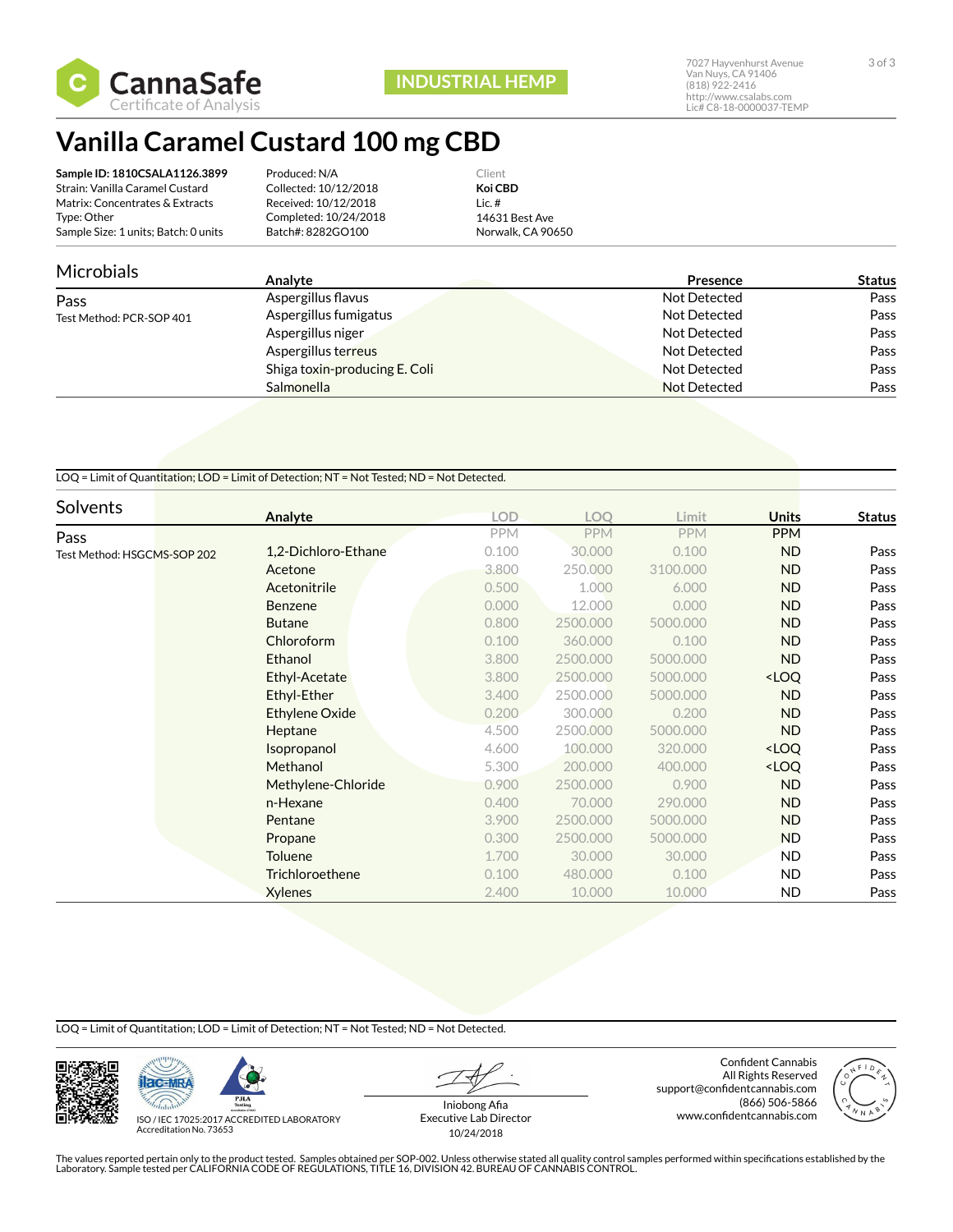**CannaSafe**
Certificate of Analysis

**INDUSTRIAL HEMP**

7027 Hayvenhurst Avenue
Van Nuys, CA 91406
(818) 922-2416
http://www.csalabs.com
Lic# C8-18-0000037-TEMP

# Vanilla Caramel Custard 100 mg CBD

| | | |
|---|---|---|
| **Sample ID: 1810CSALA1126.3899** | Produced: N/A | Client |
| Strain: Vanilla Caramel Custard | Collected: 10/12/2018 | **Koi CBD** |
| Matrix: Concentrates & Extracts | Received: 10/12/2018 | Lic. # |
| Type: Other | Completed: 10/24/2018 | 14631 Best Ave |
| Sample Size: 1 units; Batch: 0 units | Batch#: 8282GO100 | Norwalk, CA 90650 |

## Microbials

Pass

Test Method: PCR-SOP 401

| Analyte | Presence | Status |
|---|---|---|
| Aspergillus flavus | Not Detected | Pass |
| Aspergillus fumigatus | Not Detected | Pass |
| Aspergillus niger | Not Detected | Pass |
| Aspergillus terreus | Not Detected | Pass |
| Shiga toxin-producing E. Coli | Not Detected | Pass |
| Salmonella | Not Detected | Pass |

LOQ = Limit of Quantitation; LOD = Limit of Detection; NT = Not Tested; ND = Not Detected.

## Solvents

Pass

Test Method: HSGCMS-SOP 202

| Analyte | LOD | LOQ | Limit | Units | Status |
|---|---|---|---|---|---|
| | PPM | PPM | PPM | PPM | |
| 1,2-Dichloro-Ethane | 0.100 | 30.000 | 0.100 | ND | Pass |
| Acetone | 3.800 | 250.000 | 3100.000 | ND | Pass |
| Acetonitrile | 0.500 | 1.000 | 6.000 | ND | Pass |
| Benzene | 0.000 | 12.000 | 0.000 | ND | Pass |
| Butane | 0.800 | 2500.000 | 5000.000 | ND | Pass |
| Chloroform | 0.100 | 360.000 | 0.100 | ND | Pass |
| Ethanol | 3.800 | 2500.000 | 5000.000 | ND | Pass |
| Ethyl-Acetate | 3.800 | 2500.000 | 5000.000 | <LOQ | Pass |
| Ethyl-Ether | 3.400 | 2500.000 | 5000.000 | ND | Pass |
| Ethylene Oxide | 0.200 | 300.000 | 0.200 | ND | Pass |
| Heptane | 4.500 | 2500.000 | 5000.000 | ND | Pass |
| Isopropanol | 4.600 | 100.000 | 320.000 | <LOQ | Pass |
| Methanol | 5.300 | 200.000 | 400.000 | <LOQ | Pass |
| Methylene-Chloride | 0.900 | 2500.000 | 0.900 | ND | Pass |
| n-Hexane | 0.400 | 70.000 | 290.000 | ND | Pass |
| Pentane | 3.900 | 2500.000 | 5000.000 | ND | Pass |
| Propane | 0.300 | 2500.000 | 5000.000 | ND | Pass |
| Toluene | 1.700 | 30.000 | 30.000 | ND | Pass |
| Trichloroethene | 0.100 | 480.000 | 0.100 | ND | Pass |
| Xylenes | 2.400 | 10.000 | 10.000 | ND | Pass |

LOQ = Limit of Quantitation; LOD = Limit of Detection; NT = Not Tested; ND = Not Detected.

ISO / IEC 17025:2017 ACCREDITED LABORATORY
Accreditation No. 73653

Iniobong Afia
Executive Lab Director
10/24/2018

Confident Cannabis
All Rights Reserved
support@confidentcannabis.com
(866) 506-5866
www.confidentcannabis.com

The values reported pertain only to the product tested. Samples obtained per SOP-002. Unless otherwise stated all quality control samples performed within specifications established by the Laboratory. Sample tested per CALIFORNIA CODE OF REGULATIONS, TITLE 16, DIVISION 42. BUREAU OF CANNABIS CONTROL.